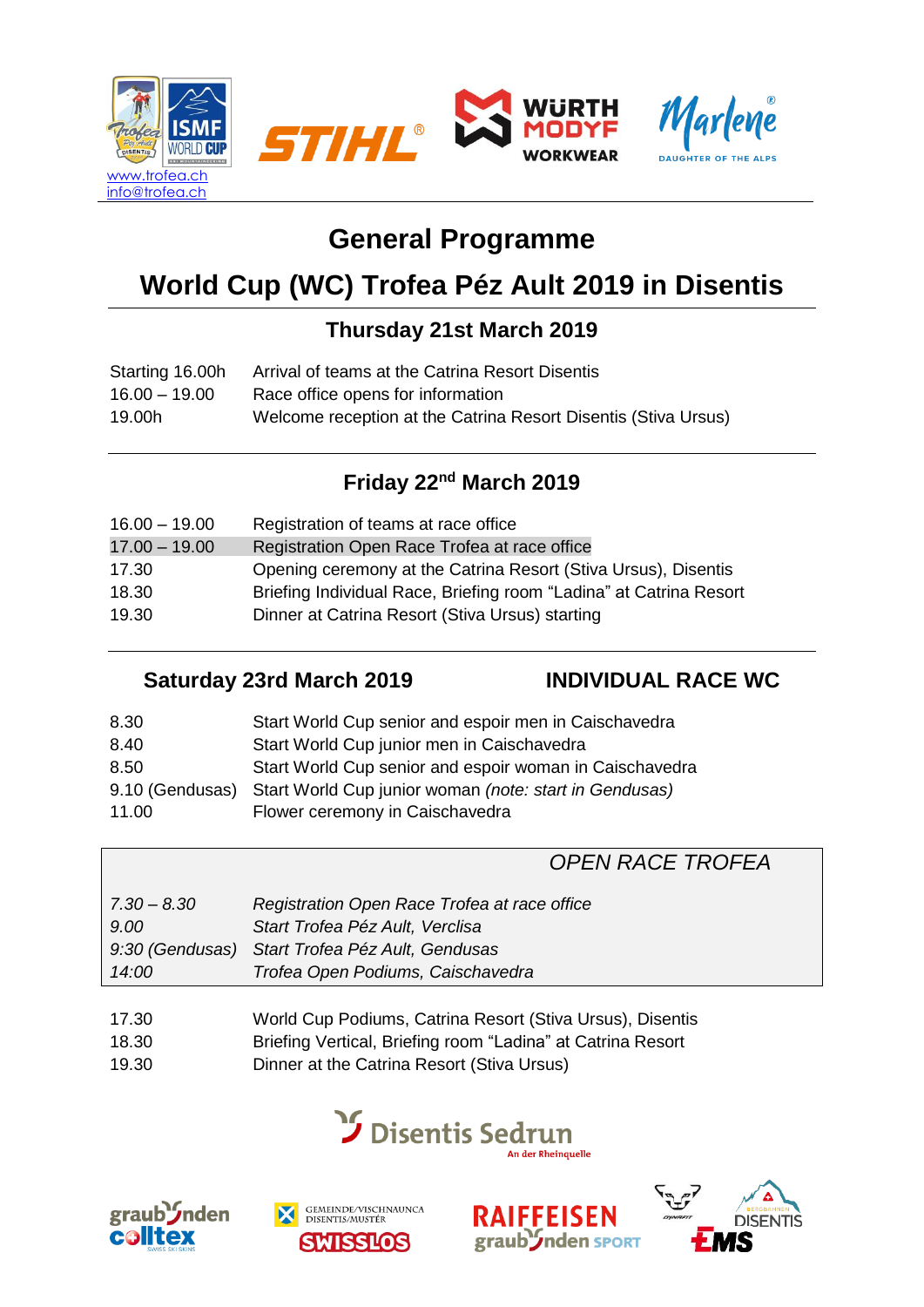www.trofea.ch
info@trofea.ch

# General Programme

# World Cup (WC) Trofea Péz Ault 2019 in Disentis

## Thursday 21st March 2019

| | |
|---|---|
| Starting 16.00h | Arrival of teams at the Catrina Resort Disentis |
| 16.00 – 19.00 | Race office opens for information |
| 19.00h | Welcome reception at the Catrina Resort Disentis (Stiva Ursus) |

## Friday 22nd March 2019

| | |
|---|---|
| 16.00 – 19.00 | Registration of teams at race office |
| 17.00 – 19.00 | Registration Open Race Trofea at race office |
| 17.30 | Opening ceremony at the Catrina Resort (Stiva Ursus), Disentis |
| 18.30 | Briefing Individual Race, Briefing room "Ladina" at Catrina Resort |
| 19.30 | Dinner at Catrina Resort (Stiva Ursus) starting |

## Saturday 23rd March 2019 — INDIVIDUAL RACE WC

| | |
|---|---|
| 8.30 | Start World Cup senior and espoir men in Caischavedra |
| 8.40 | Start World Cup junior men in Caischavedra |
| 8.50 | Start World Cup senior and espoir woman in Caischavedra |
| 9.10 (Gendusas) | Start World Cup junior woman *(note: start in Gendusas)* |
| 11.00 | Flower ceremony in Caischavedra |

*OPEN RACE TROFEA*

| | |
|---|---|
| *7.30 – 8.30* | *Registration Open Race Trofea at race office* |
| *9.00* | *Start Trofea Péz Ault, Verclisa* |
| *9:30 (Gendusas)* | *Start Trofea Péz Ault, Gendusas* |
| *14:00* | *Trofea Open Podiums, Caischavedra* |

| | |
|---|---|
| 17.30 | World Cup Podiums, Catrina Resort (Stiva Ursus), Disentis |
| 18.30 | Briefing Vertical, Briefing room "Ladina" at Catrina Resort |
| 19.30 | Dinner at the Catrina Resort (Stiva Ursus) |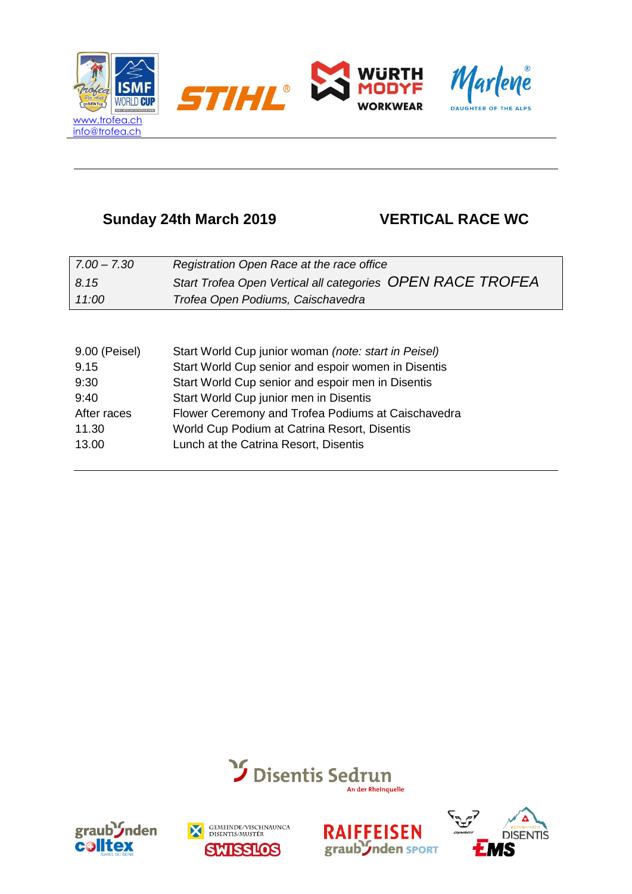www.trofea.ch
info@trofea.ch

## Sunday 24th March 2019 — VERTICAL RACE WC

| | | |
|---|---|---|
| *7.00 – 7.30* | *Registration Open Race at the race office* | |
| *8.15* | *Start Trofea Open Vertical all categories* | *OPEN RACE TROFEA* |
| *11:00* | *Trofea Open Podiums, Caischavedra* | |

| | |
|---|---|
| 9.00 (Peisel) | Start World Cup junior woman *(note: start in Peisel)* |
| 9.15 | Start World Cup senior and espoir women in Disentis |
| 9:30 | Start World Cup senior and espoir men in Disentis |
| 9:40 | Start World Cup junior men in Disentis |
| After races | Flower Ceremony and Trofea Podiums at Caischavedra |
| 11.30 | World Cup Podium at Catrina Resort, Disentis |
| 13.00 | Lunch at the Catrina Resort, Disentis |